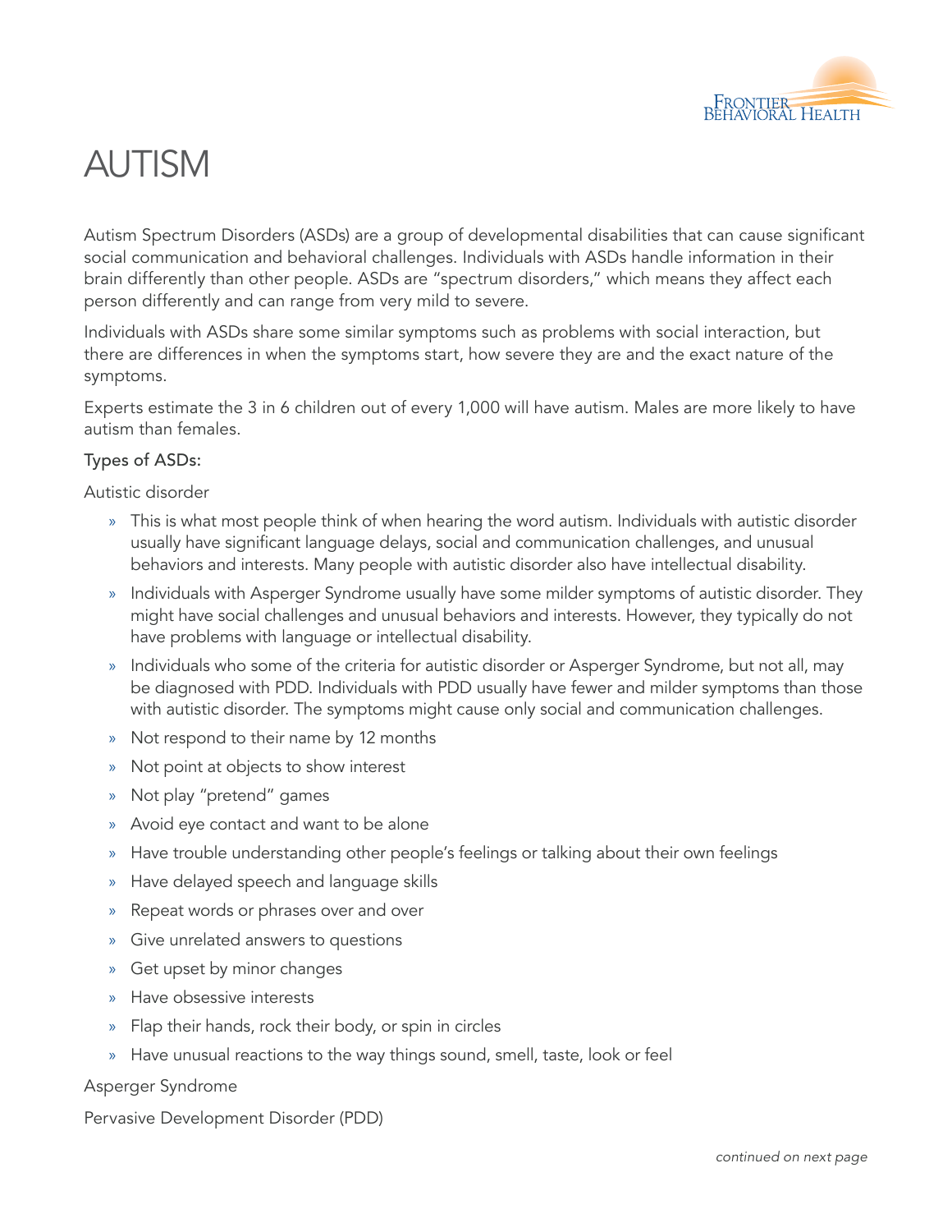# AUTISM

Autism Spectrum Disorders (ASDs) are a group of developmental disabilities that can cause significant social communication and behavioral challenges. Individuals with ASDs handle information in their brain differently than other people. ASDs are "spectrum disorders," which means they affect each person differently and can range from very mild to severe.

Individuals with ASDs share some similar symptoms such as problems with social interaction, but there are differences in when the symptoms start, how severe they are and the exact nature of the symptoms.

Experts estimate the 3 in 6 children out of every 1,000 will have autism. Males are more likely to have autism than females.

Types of ASDs:

Autistic disorder

- This is what most people think of when hearing the word autism. Individuals with autistic disorder usually have significant language delays, social and communication challenges, and unusual behaviors and interests. Many people with autistic disorder also have intellectual disability.
- Individuals with Asperger Syndrome usually have some milder symptoms of autistic disorder. They might have social challenges and unusual behaviors and interests. However, they typically do not have problems with language or intellectual disability.
- Individuals who some of the criteria for autistic disorder or Asperger Syndrome, but not all, may be diagnosed with PDD. Individuals with PDD usually have fewer and milder symptoms than those with autistic disorder. The symptoms might cause only social and communication challenges.
- Not respond to their name by 12 months
- Not point at objects to show interest
- Not play "pretend" games
- Avoid eye contact and want to be alone
- Have trouble understanding other people's feelings or talking about their own feelings
- Have delayed speech and language skills
- Repeat words or phrases over and over
- Give unrelated answers to questions
- Get upset by minor changes
- Have obsessive interests
- Flap their hands, rock their body, or spin in circles
- Have unusual reactions to the way things sound, smell, taste, look or feel

Asperger Syndrome

Pervasive Development Disorder (PDD)

*continued on next page*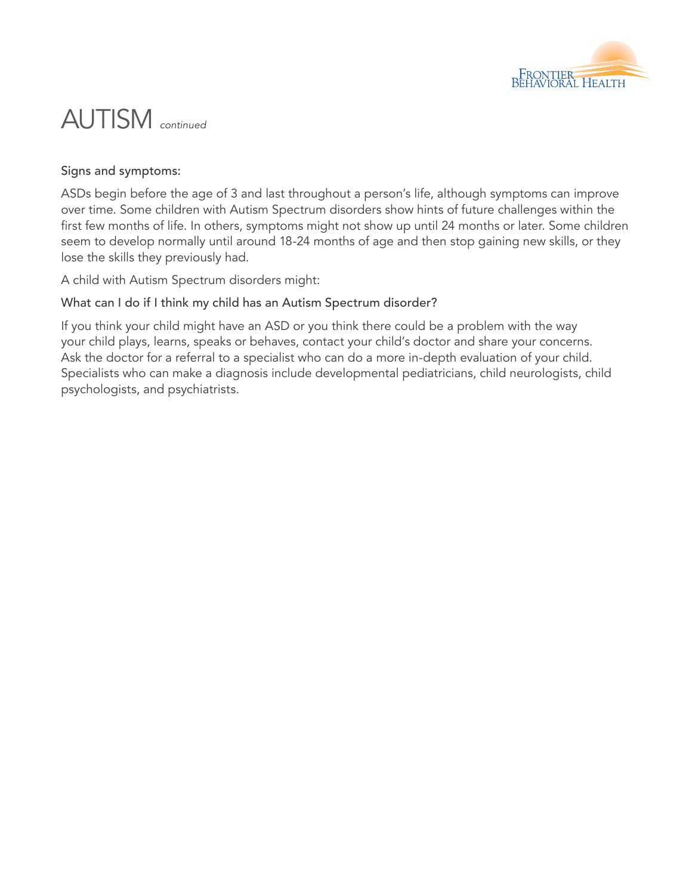# AUTISM *continued*

Signs and symptoms:

ASDs begin before the age of 3 and last throughout a person's life, although symptoms can improve over time. Some children with Autism Spectrum disorders show hints of future challenges within the first few months of life. In others, symptoms might not show up until 24 months or later. Some children seem to develop normally until around 18-24 months of age and then stop gaining new skills, or they lose the skills they previously had.

A child with Autism Spectrum disorders might:

What can I do if I think my child has an Autism Spectrum disorder?

If you think your child might have an ASD or you think there could be a problem with the way your child plays, learns, speaks or behaves, contact your child's doctor and share your concerns. Ask the doctor for a referral to a specialist who can do a more in-depth evaluation of your child. Specialists who can make a diagnosis include developmental pediatricians, child neurologists, child psychologists, and psychiatrists.